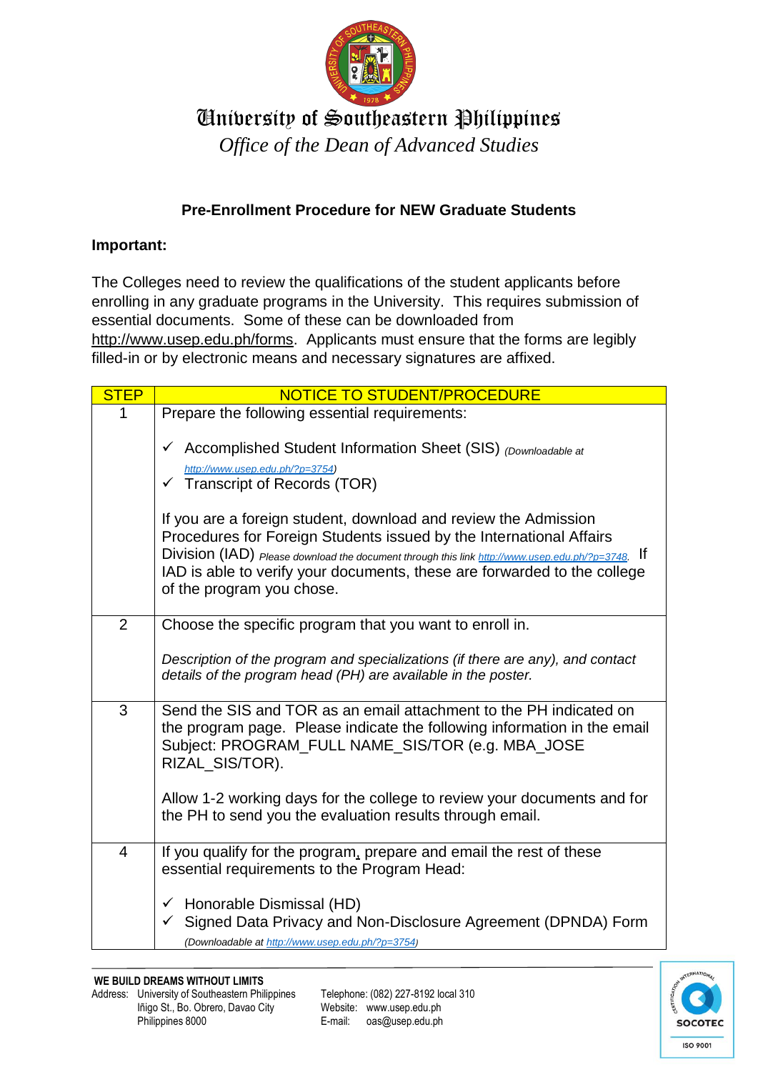# University of Southeastern Philippines

*Office of the Dean of Advanced Studies*

## Pre-Enrollment Procedure for NEW Graduate Students

**Important:**

The Colleges need to review the qualifications of the student applicants before enrolling in any graduate programs in the University. This requires submission of essential documents. Some of these can be downloaded from http://www.usep.edu.ph/forms. Applicants must ensure that the forms are legibly filled-in or by electronic means and necessary signatures are affixed.

| STEP | NOTICE TO STUDENT/PROCEDURE |
|---|---|
| 1 | Prepare the following essential requirements:<br><br>✓ Accomplished Student Information Sheet (SIS) *(Downloadable at http://www.usep.edu.ph/?p=3754)*<br>✓ Transcript of Records (TOR)<br><br>If you are a foreign student, download and review the Admission Procedures for Foreign Students issued by the International Affairs Division (IAD) *Please download the document through this link http://www.usep.edu.ph/?p=3748.* If IAD is able to verify your documents, these are forwarded to the college of the program you chose. |
| 2 | Choose the specific program that you want to enroll in.<br><br>*Description of the program and specializations (if there are any), and contact details of the program head (PH) are available in the poster.* |
| 3 | Send the SIS and TOR as an email attachment to the PH indicated on the program page. Please indicate the following information in the email Subject: PROGRAM_FULL NAME_SIS/TOR (e.g. MBA_JOSE RIZAL_SIS/TOR).<br><br>Allow 1-2 working days for the college to review your documents and for the PH to send you the evaluation results through email. |
| 4 | If you qualify for the program, prepare and email the rest of these essential requirements to the Program Head:<br><br>✓ Honorable Dismissal (HD)<br>✓ Signed Data Privacy and Non-Disclosure Agreement (DPNDA) Form *(Downloadable at http://www.usep.edu.ph/?p=3754)* |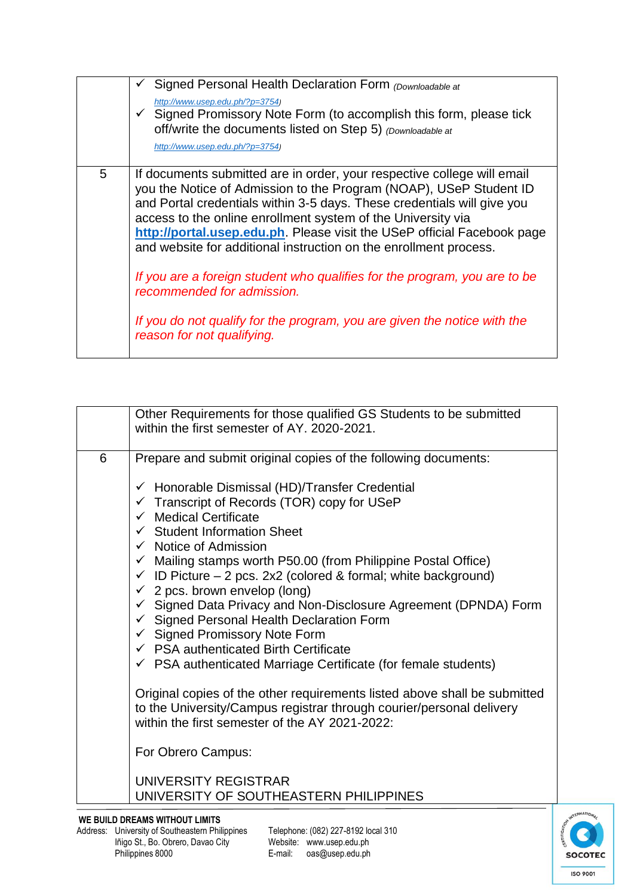| | |
|---|---|
| | ✓ Signed Personal Health Declaration Form *(Downloadable at http://www.usep.edu.ph/?p=3754)*<br>✓ Signed Promissory Note Form (to accomplish this form, please tick off/write the documents listed on Step 5) *(Downloadable at http://www.usep.edu.ph/?p=3754)* |
| 5 | If documents submitted are in order, your respective college will email you the Notice of Admission to the Program (NOAP), USeP Student ID and Portal credentials within 3-5 days. These credentials will give you access to the online enrollment system of the University via **http://portal.usep.edu.ph**. Please visit the USeP official Facebook page and website for additional instruction on the enrollment process.<br><br>*If you are a foreign student who qualifies for the program, you are to be recommended for admission.*<br><br>*If you do not qualify for the program, you are given the notice with the reason for not qualifying.* |

| | |
|---|---|
| | Other Requirements for those qualified GS Students to be submitted within the first semester of AY. 2020-2021. |
| 6 | Prepare and submit original copies of the following documents:<br><br>✓ Honorable Dismissal (HD)/Transfer Credential<br>✓ Transcript of Records (TOR) copy for USeP<br>✓ Medical Certificate<br>✓ Student Information Sheet<br>✓ Notice of Admission<br>✓ Mailing stamps worth P50.00 (from Philippine Postal Office)<br>✓ ID Picture – 2 pcs. 2x2 (colored & formal; white background)<br>✓ 2 pcs. brown envelop (long)<br>✓ Signed Data Privacy and Non-Disclosure Agreement (DPNDA) Form<br>✓ Signed Personal Health Declaration Form<br>✓ Signed Promissory Note Form<br>✓ PSA authenticated Birth Certificate<br>✓ PSA authenticated Marriage Certificate (for female students)<br><br>Original copies of the other requirements listed above shall be submitted to the University/Campus registrar through courier/personal delivery within the first semester of the AY 2021-2022:<br><br>For Obrero Campus:<br><br>UNIVERSITY REGISTRAR<br>UNIVERSITY OF SOUTHEASTERN PHILIPPINES |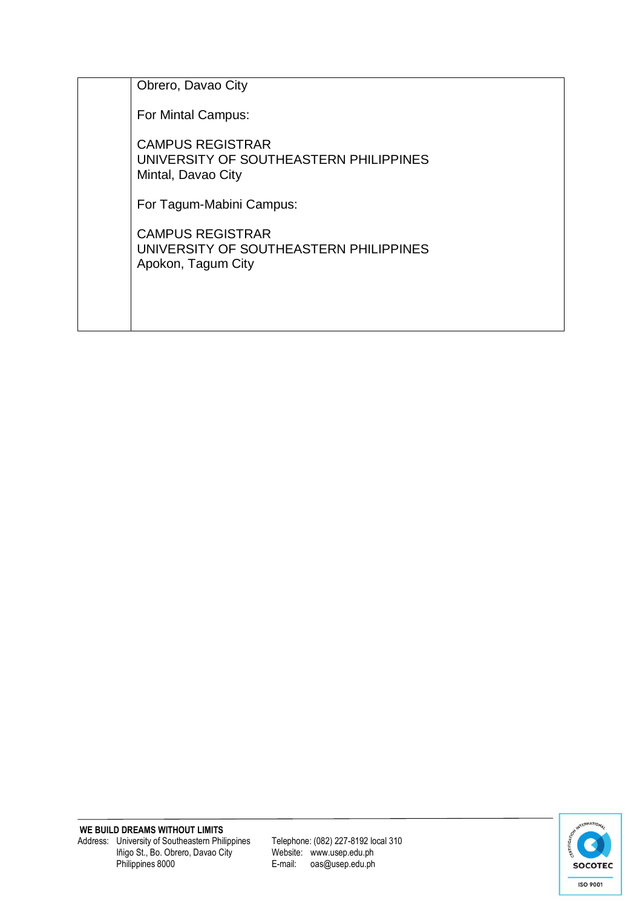| | |
|---|---|
| | Obrero, Davao City<br><br>For Mintal Campus:<br><br>CAMPUS REGISTRAR<br>UNIVERSITY OF SOUTHEASTERN PHILIPPINES<br>Mintal, Davao City<br><br>For Tagum-Mabini Campus:<br><br>CAMPUS REGISTRAR<br>UNIVERSITY OF SOUTHEASTERN PHILIPPINES<br>Apokon, Tagum City |